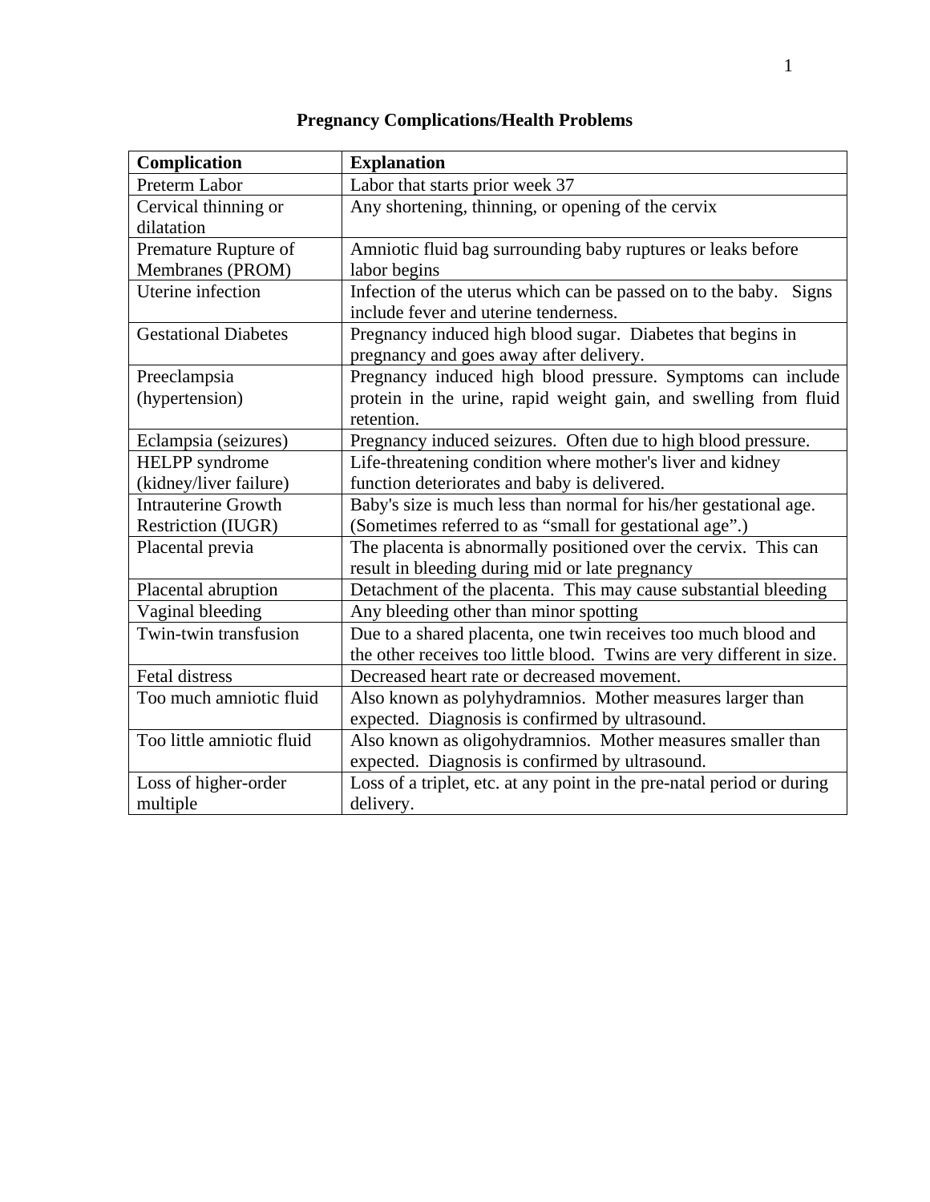# Pregnancy Complications/Health Problems

| Complication | Explanation |
| --- | --- |
| Preterm Labor | Labor that starts prior week 37 |
| Cervical thinning or dilatation | Any shortening, thinning, or opening of the cervix |
| Premature Rupture of Membranes (PROM) | Amniotic fluid bag surrounding baby ruptures or leaks before labor begins |
| Uterine infection | Infection of the uterus which can be passed on to the baby. Signs include fever and uterine tenderness. |
| Gestational Diabetes | Pregnancy induced high blood sugar. Diabetes that begins in pregnancy and goes away after delivery. |
| Preeclampsia (hypertension) | Pregnancy induced high blood pressure. Symptoms can include protein in the urine, rapid weight gain, and swelling from fluid retention. |
| Eclampsia (seizures) | Pregnancy induced seizures. Often due to high blood pressure. |
| HELPP syndrome (kidney/liver failure) | Life-threatening condition where mother's liver and kidney function deteriorates and baby is delivered. |
| Intrauterine Growth Restriction (IUGR) | Baby's size is much less than normal for his/her gestational age. (Sometimes referred to as "small for gestational age".) |
| Placental previa | The placenta is abnormally positioned over the cervix. This can result in bleeding during mid or late pregnancy |
| Placental abruption | Detachment of the placenta. This may cause substantial bleeding |
| Vaginal bleeding | Any bleeding other than minor spotting |
| Twin-twin transfusion | Due to a shared placenta, one twin receives too much blood and the other receives too little blood. Twins are very different in size. |
| Fetal distress | Decreased heart rate or decreased movement. |
| Too much amniotic fluid | Also known as polyhydramnios. Mother measures larger than expected. Diagnosis is confirmed by ultrasound. |
| Too little amniotic fluid | Also known as oligohydramnios. Mother measures smaller than expected. Diagnosis is confirmed by ultrasound. |
| Loss of higher-order multiple | Loss of a triplet, etc. at any point in the pre-natal period or during delivery. |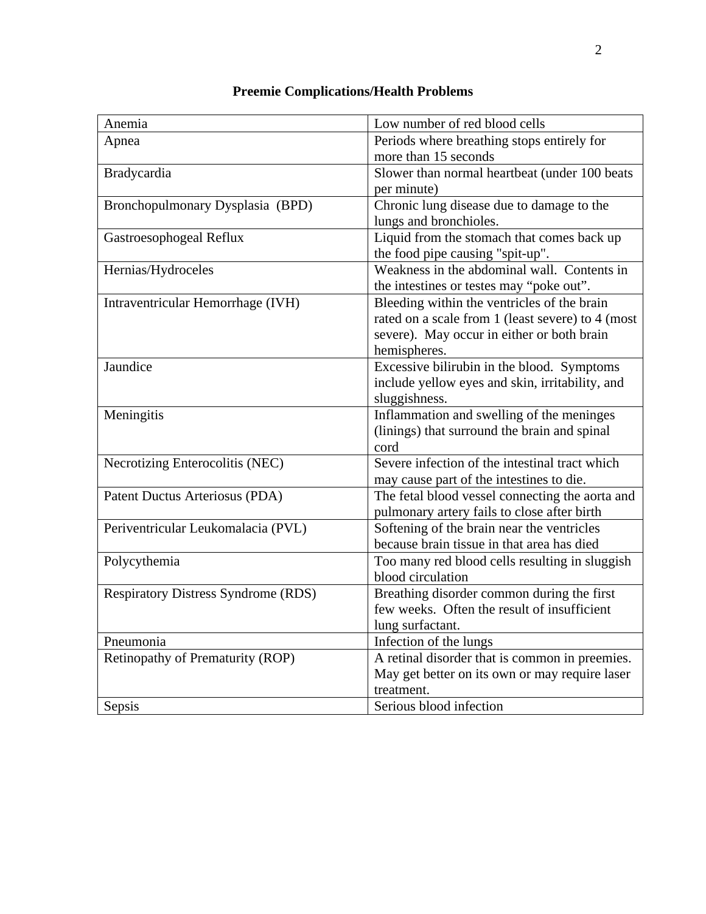## Preemie Complications/Health Problems

| | |
|---|---|
| Anemia | Low number of red blood cells |
| Apnea | Periods where breathing stops entirely for more than 15 seconds |
| Bradycardia | Slower than normal heartbeat (under 100 beats per minute) |
| Bronchopulmonary Dysplasia (BPD) | Chronic lung disease due to damage to the lungs and bronchioles. |
| Gastroesophogeal Reflux | Liquid from the stomach that comes back up the food pipe causing "spit-up". |
| Hernias/Hydroceles | Weakness in the abdominal wall. Contents in the intestines or testes may "poke out". |
| Intraventricular Hemorrhage (IVH) | Bleeding within the ventricles of the brain rated on a scale from 1 (least severe) to 4 (most severe). May occur in either or both brain hemispheres. |
| Jaundice | Excessive bilirubin in the blood. Symptoms include yellow eyes and skin, irritability, and sluggishness. |
| Meningitis | Inflammation and swelling of the meninges (linings) that surround the brain and spinal cord |
| Necrotizing Enterocolitis (NEC) | Severe infection of the intestinal tract which may cause part of the intestines to die. |
| Patent Ductus Arteriosus (PDA) | The fetal blood vessel connecting the aorta and pulmonary artery fails to close after birth |
| Periventricular Leukomalacia (PVL) | Softening of the brain near the ventricles because brain tissue in that area has died |
| Polycythemia | Too many red blood cells resulting in sluggish blood circulation |
| Respiratory Distress Syndrome (RDS) | Breathing disorder common during the first few weeks. Often the result of insufficient lung surfactant. |
| Pneumonia | Infection of the lungs |
| Retinopathy of Prematurity (ROP) | A retinal disorder that is common in preemies. May get better on its own or may require laser treatment. |
| Sepsis | Serious blood infection |